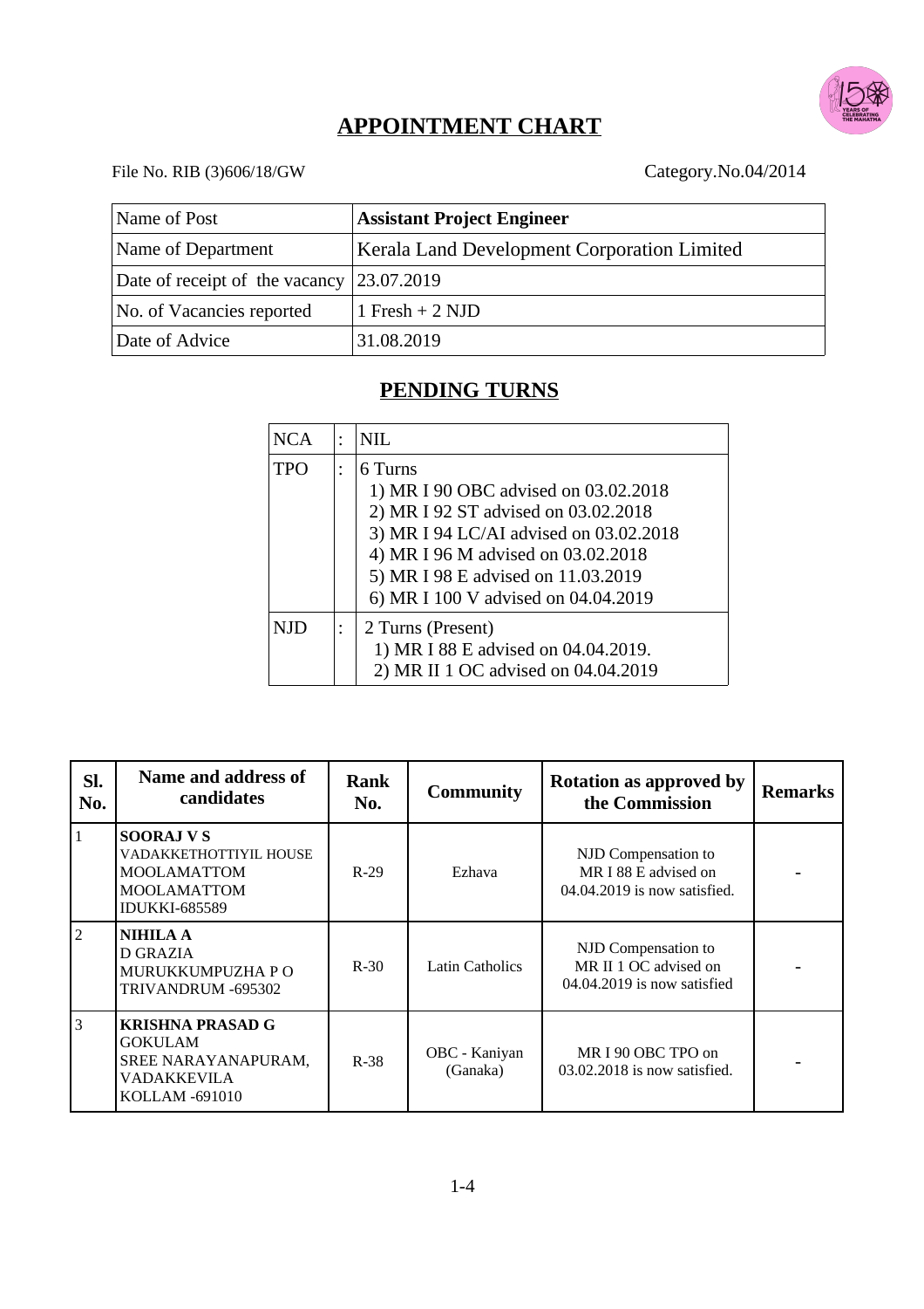# APPOINTMENT CHART

File No. RIB (3)606/18/GW

Category.No.04/2014

| Name of Post | **Assistant Project Engineer** |
|---|---|
| Name of Department | Kerala Land Development Corporation Limited |
| Date of receipt of the vacancy | 23.07.2019 |
| No. of Vacancies reported | 1 Fresh + 2 NJD |
| Date of Advice | 31.08.2019 |

## PENDING TURNS

| NCA | : | NIL |
|---|---|---|
| TPO | : | 6 Turns<br>1) MR I 90 OBC advised on 03.02.2018<br>2) MR I 92 ST advised on 03.02.2018<br>3) MR I 94 LC/AI advised on 03.02.2018<br>4) MR I 96 M advised on 03.02.2018<br>5) MR I 98 E advised on 11.03.2019<br>6) MR I 100 V advised on 04.04.2019 |
| NJD | : | 2 Turns (Present)<br>1) MR I 88 E advised on 04.04.2019.<br>2) MR II 1 OC advised on 04.04.2019 |

| Sl. No. | Name and address of candidates | Rank No. | Community | Rotation as approved by the Commission | Remarks |
|---|---|---|---|---|---|
| 1 | **SOORAJ V S**<br>VADAKKETHOTTIYIL HOUSE<br>MOOLAMATTOM<br>MOOLAMATTOM<br>IDUKKI-685589 | R-29 | Ezhava | NJD Compensation to MR I 88 E advised on 04.04.2019 is now satisfied. | - |
| 2 | **NIHILA A**<br>D GRAZIA<br>MURUKKUMPUZHA P O<br>TRIVANDRUM -695302 | R-30 | Latin Catholics | NJD Compensation to MR II 1 OC advised on 04.04.2019 is now satisfied | - |
| 3 | **KRISHNA PRASAD G**<br>GOKULAM<br>SREE NARAYANAPURAM,<br>VADAKKEVILA<br>KOLLAM -691010 | R-38 | OBC - Kaniyan (Ganaka) | MR I 90 OBC TPO on 03.02.2018 is now satisfied. | - |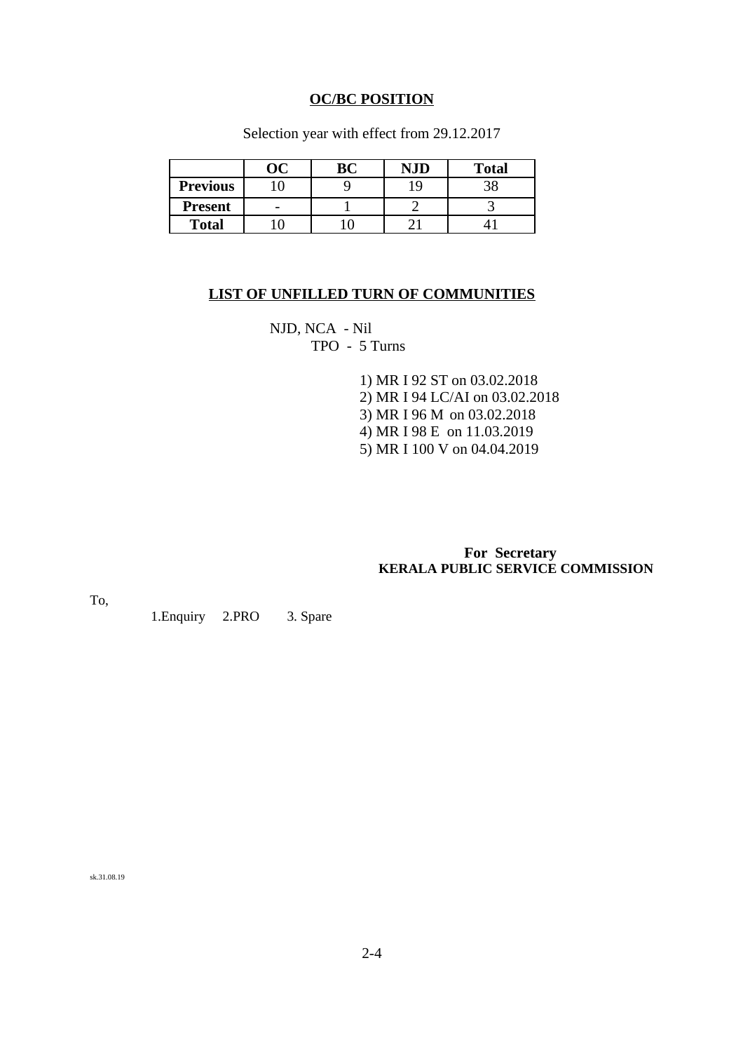## OC/BC POSITION

Selection year with effect from 29.12.2017

| | OC | BC | NJD | Total |
|---|---|---|---|---|
| **Previous** | 10 | 9 | 19 | 38 |
| **Present** | - | 1 | 2 | 3 |
| **Total** | 10 | 10 | 21 | 41 |

## LIST OF UNFILLED TURN OF COMMUNITIES

NJD, NCA - Nil

TPO - 5 Turns

1) MR I 92 ST on 03.02.2018
2) MR I 94 LC/AI on 03.02.2018
3) MR I 96 M on 03.02.2018
4) MR I 98 E on 11.03.2019
5) MR I 100 V on 04.04.2019

**For Secretary**
**KERALA PUBLIC SERVICE COMMISSION**

To,

1.Enquiry 2.PRO 3. Spare

sk.31.08.19